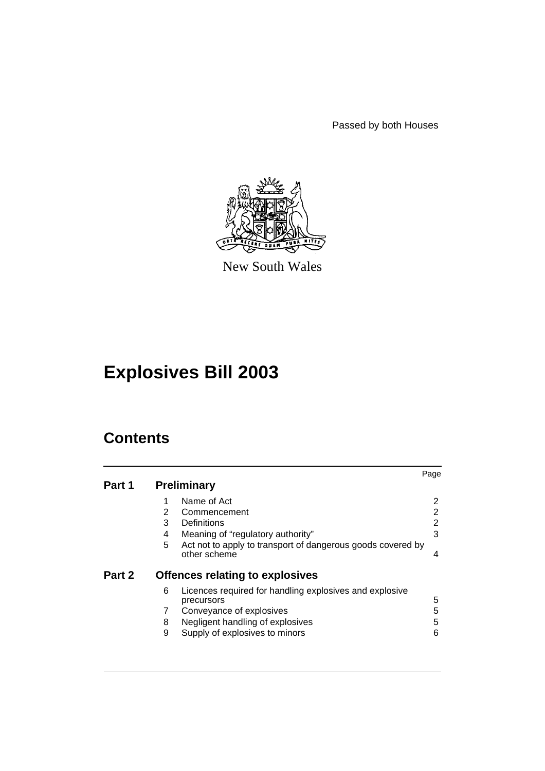Passed by both Houses

New South Wales

# Explosives Bill 2003

## Contents

| | | | Page |
|---|---|---|---|
| **Part 1** | **Preliminary** | | |
| | 1 | Name of Act | 2 |
| | 2 | Commencement | 2 |
| | 3 | Definitions | 2 |
| | 4 | Meaning of "regulatory authority" | 3 |
| | 5 | Act not to apply to transport of dangerous goods covered by other scheme | 4 |
| **Part 2** | **Offences relating to explosives** | | |
| | 6 | Licences required for handling explosives and explosive precursors | 5 |
| | 7 | Conveyance of explosives | 5 |
| | 8 | Negligent handling of explosives | 5 |
| | 9 | Supply of explosives to minors | 6 |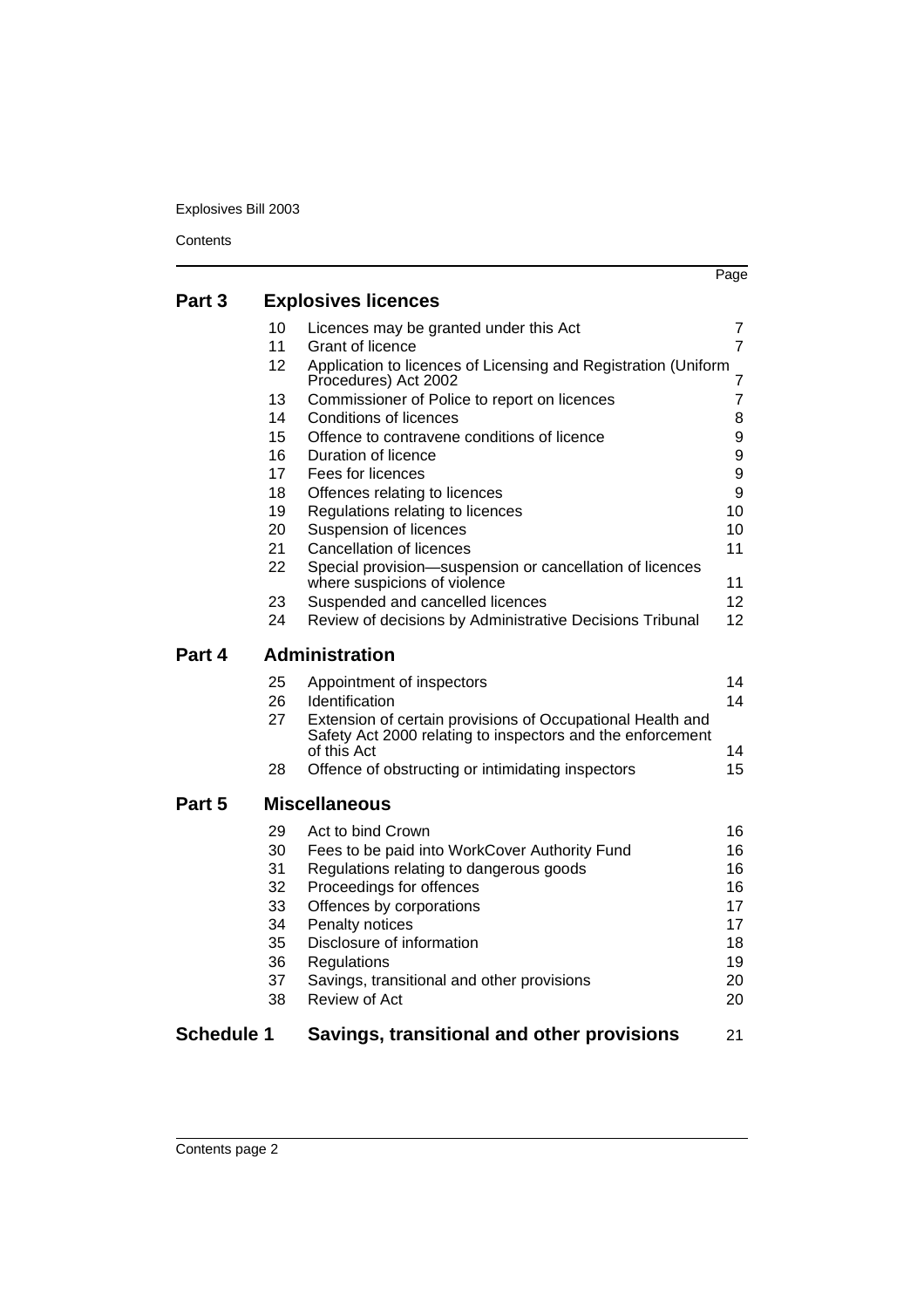| | | | Page |
|---|---|---|---|
| **Part 3** | **Explosives licences** | | |
| | 10 | Licences may be granted under this Act | 7 |
| | 11 | Grant of licence | 7 |
| | 12 | Application to licences of Licensing and Registration (Uniform Procedures) Act 2002 | 7 |
| | 13 | Commissioner of Police to report on licences | 7 |
| | 14 | Conditions of licences | 8 |
| | 15 | Offence to contravene conditions of licence | 9 |
| | 16 | Duration of licence | 9 |
| | 17 | Fees for licences | 9 |
| | 18 | Offences relating to licences | 9 |
| | 19 | Regulations relating to licences | 10 |
| | 20 | Suspension of licences | 10 |
| | 21 | Cancellation of licences | 11 |
| | 22 | Special provision—suspension or cancellation of licences where suspicions of violence | 11 |
| | 23 | Suspended and cancelled licences | 12 |
| | 24 | Review of decisions by Administrative Decisions Tribunal | 12 |
| **Part 4** | **Administration** | | |
| | 25 | Appointment of inspectors | 14 |
| | 26 | Identification | 14 |
| | 27 | Extension of certain provisions of Occupational Health and Safety Act 2000 relating to inspectors and the enforcement of this Act | 14 |
| | 28 | Offence of obstructing or intimidating inspectors | 15 |
| **Part 5** | **Miscellaneous** | | |
| | 29 | Act to bind Crown | 16 |
| | 30 | Fees to be paid into WorkCover Authority Fund | 16 |
| | 31 | Regulations relating to dangerous goods | 16 |
| | 32 | Proceedings for offences | 16 |
| | 33 | Offences by corporations | 17 |
| | 34 | Penalty notices | 17 |
| | 35 | Disclosure of information | 18 |
| | 36 | Regulations | 19 |
| | 37 | Savings, transitional and other provisions | 20 |
| | 38 | Review of Act | 20 |
| **Schedule 1** | **Savings, transitional and other provisions** | | 21 |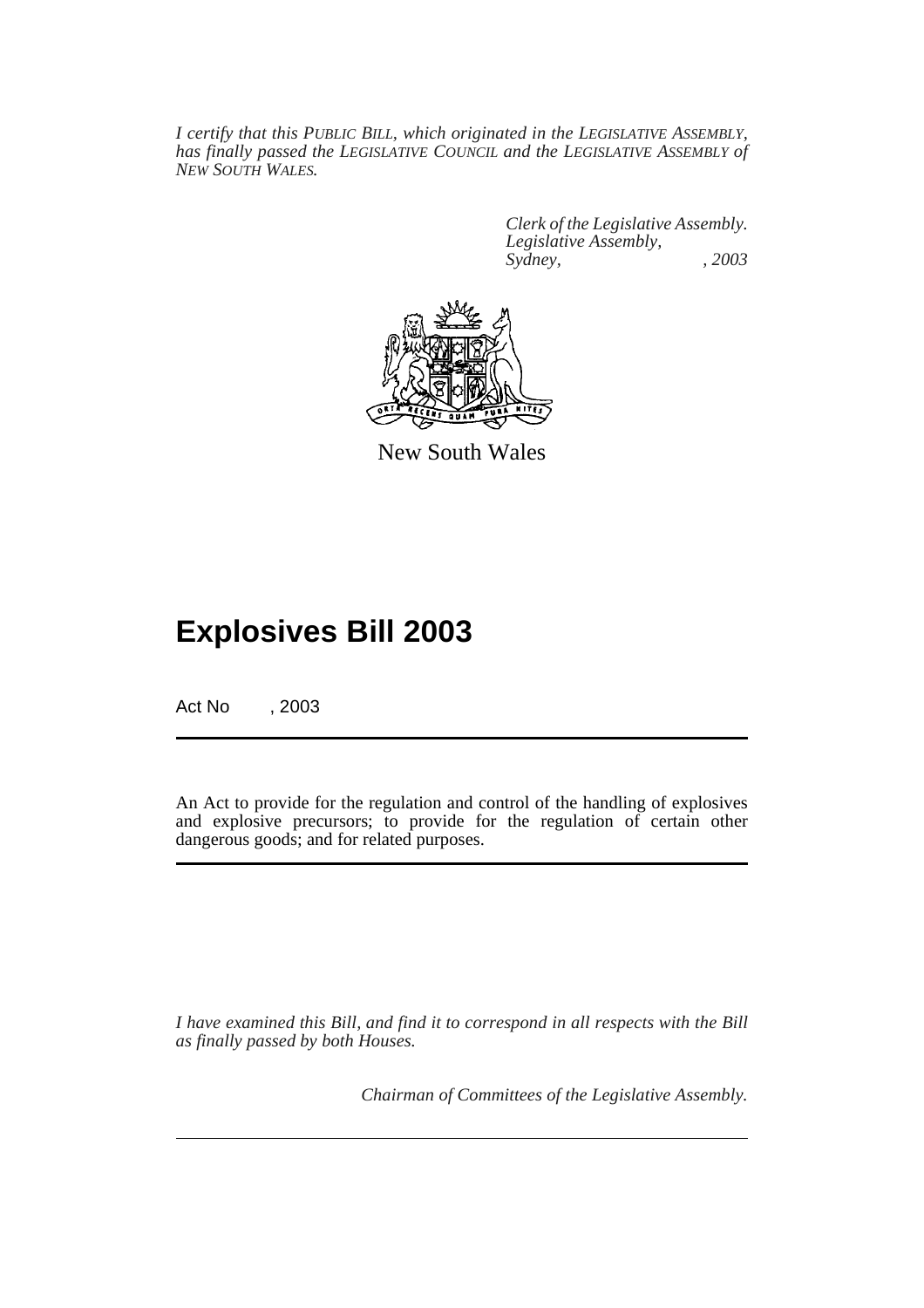*I certify that this PUBLIC BILL, which originated in the LEGISLATIVE ASSEMBLY, has finally passed the LEGISLATIVE COUNCIL and the LEGISLATIVE ASSEMBLY of NEW SOUTH WALES.*

*Clerk of the Legislative Assembly.*
*Legislative Assembly,*
*Sydney, , 2003*

New South Wales

# Explosives Bill 2003

Act No , 2003

An Act to provide for the regulation and control of the handling of explosives and explosive precursors; to provide for the regulation of certain other dangerous goods; and for related purposes.

*I have examined this Bill, and find it to correspond in all respects with the Bill as finally passed by both Houses.*

*Chairman of Committees of the Legislative Assembly.*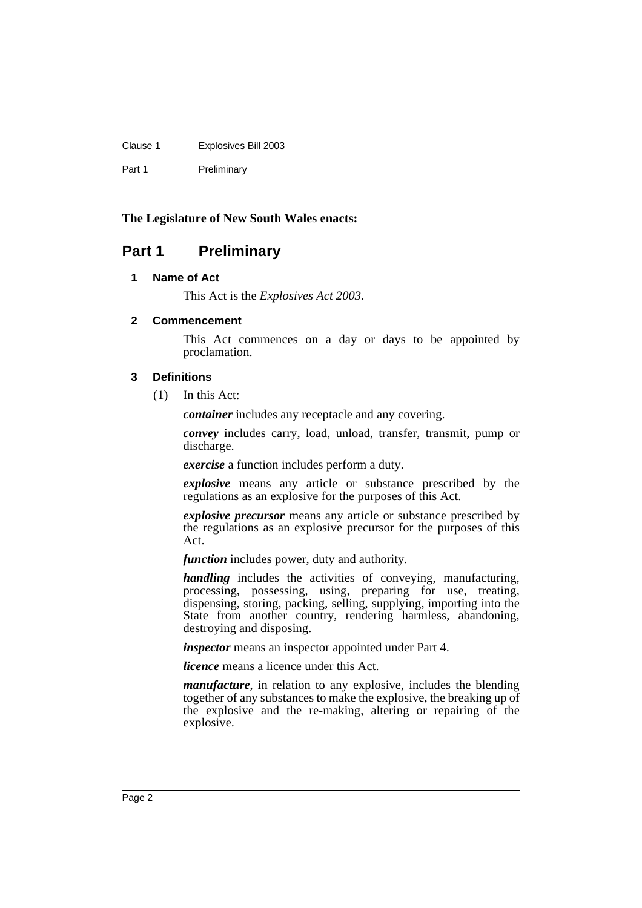**The Legislature of New South Wales enacts:**

## Part 1 Preliminary

### 1 Name of Act

This Act is the *Explosives Act 2003*.

### 2 Commencement

This Act commences on a day or days to be appointed by proclamation.

### 3 Definitions

(1) In this Act:

***container*** includes any receptacle and any covering.

***convey*** includes carry, load, unload, transfer, transmit, pump or discharge.

***exercise*** a function includes perform a duty.

***explosive*** means any article or substance prescribed by the regulations as an explosive for the purposes of this Act.

***explosive precursor*** means any article or substance prescribed by the regulations as an explosive precursor for the purposes of this Act.

***function*** includes power, duty and authority.

***handling*** includes the activities of conveying, manufacturing, processing, possessing, using, preparing for use, treating, dispensing, storing, packing, selling, supplying, importing into the State from another country, rendering harmless, abandoning, destroying and disposing.

***inspector*** means an inspector appointed under Part 4.

***licence*** means a licence under this Act.

***manufacture***, in relation to any explosive, includes the blending together of any substances to make the explosive, the breaking up of the explosive and the re-making, altering or repairing of the explosive.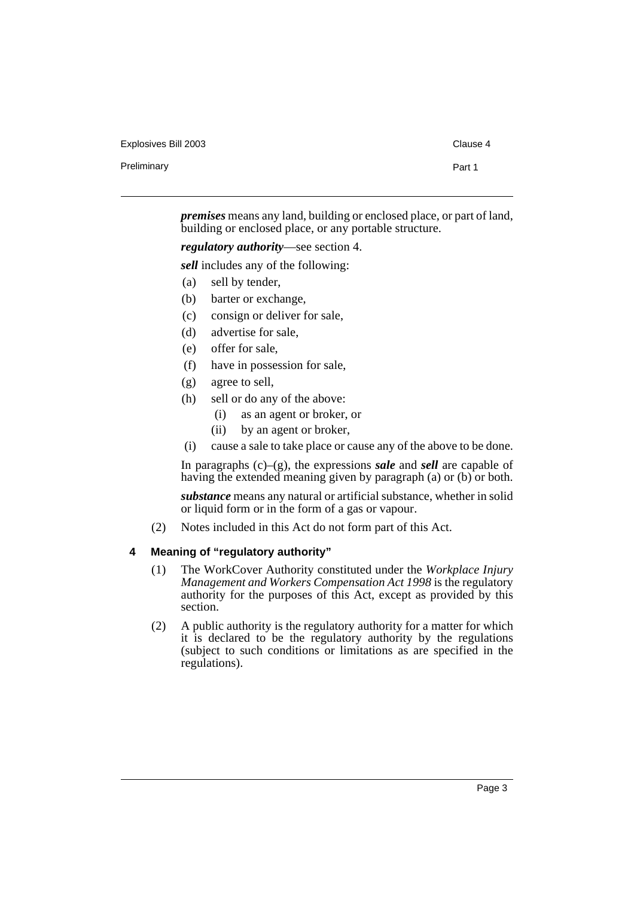***premises*** means any land, building or enclosed place, or part of land, building or enclosed place, or any portable structure.

***regulatory authority***—see section 4.

***sell*** includes any of the following:

(a) sell by tender,

(b) barter or exchange,

(c) consign or deliver for sale,

(d) advertise for sale,

(e) offer for sale,

(f) have in possession for sale,

(g) agree to sell,

(h) sell or do any of the above:

  (i) as an agent or broker, or

  (ii) by an agent or broker,

(i) cause a sale to take place or cause any of the above to be done.

In paragraphs (c)–(g), the expressions ***sale*** and ***sell*** are capable of having the extended meaning given by paragraph (a) or (b) or both.

***substance*** means any natural or artificial substance, whether in solid or liquid form or in the form of a gas or vapour.

(2) Notes included in this Act do not form part of this Act.

## 4 Meaning of "regulatory authority"

(1) The WorkCover Authority constituted under the *Workplace Injury Management and Workers Compensation Act 1998* is the regulatory authority for the purposes of this Act, except as provided by this section.

(2) A public authority is the regulatory authority for a matter for which it is declared to be the regulatory authority by the regulations (subject to such conditions or limitations as are specified in the regulations).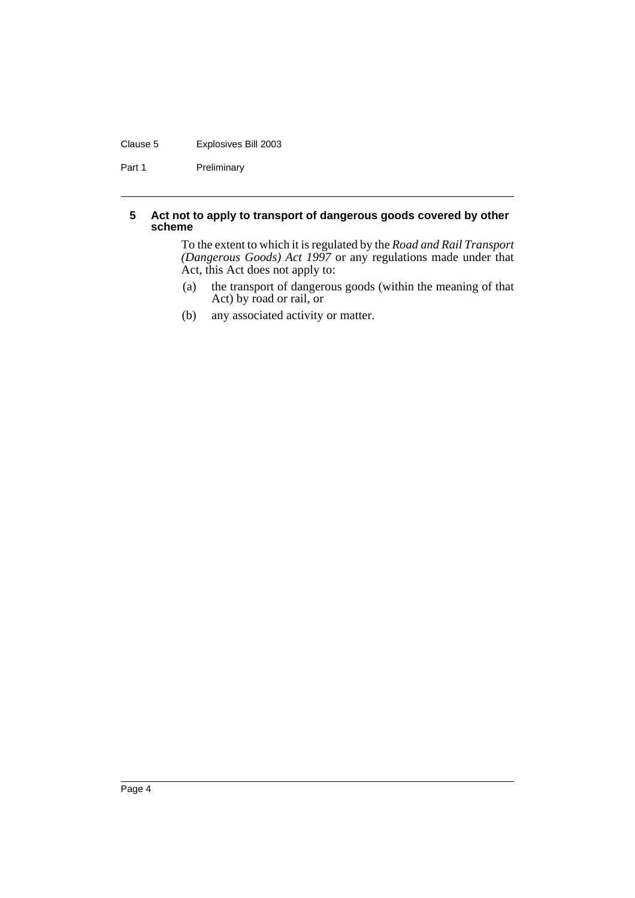### 5 Act not to apply to transport of dangerous goods covered by other scheme

To the extent to which it is regulated by the *Road and Rail Transport (Dangerous Goods) Act 1997* or any regulations made under that Act, this Act does not apply to:

(a) the transport of dangerous goods (within the meaning of that Act) by road or rail, or

(b) any associated activity or matter.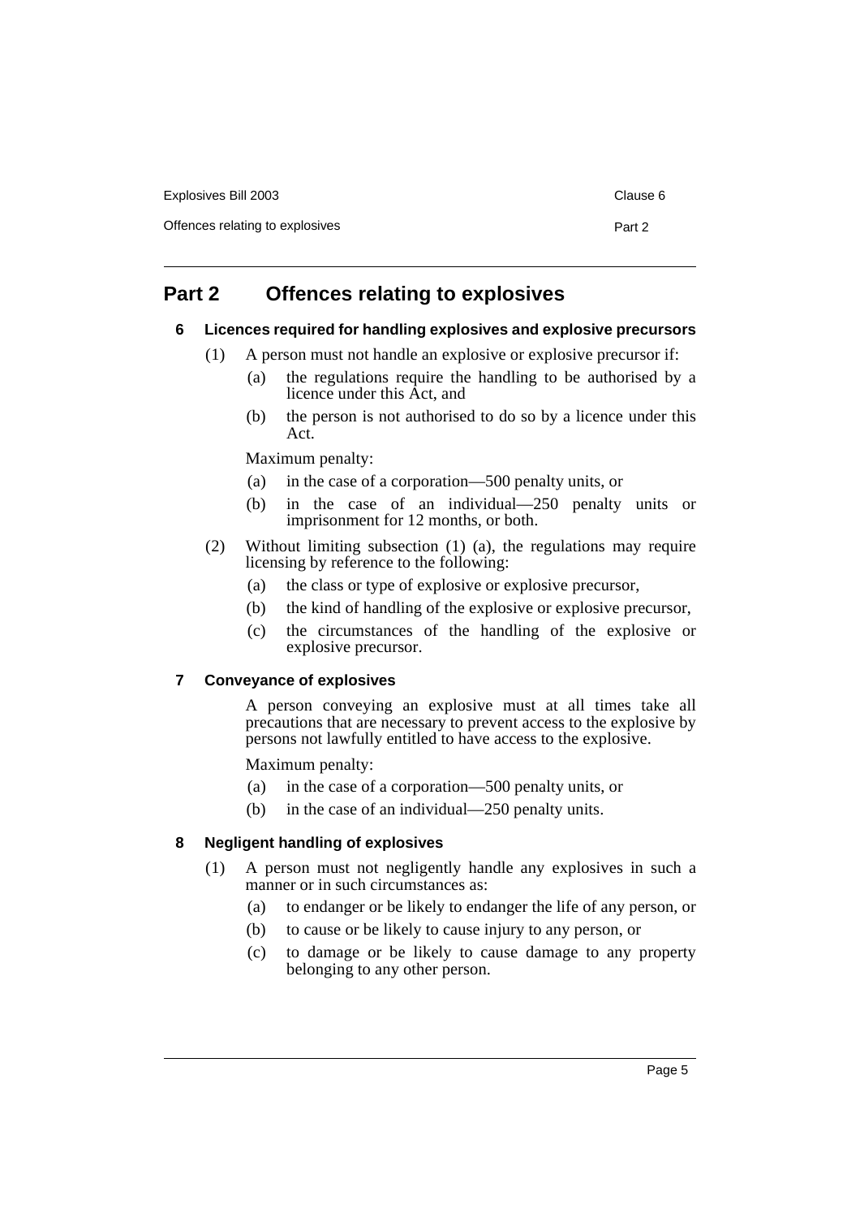# Part 2 Offences relating to explosives

### 6 Licences required for handling explosives and explosive precursors

(1) A person must not handle an explosive or explosive precursor if:

  (a) the regulations require the handling to be authorised by a licence under this Act, and

  (b) the person is not authorised to do so by a licence under this Act.

Maximum penalty:

  (a) in the case of a corporation—500 penalty units, or

  (b) in the case of an individual—250 penalty units or imprisonment for 12 months, or both.

(2) Without limiting subsection (1) (a), the regulations may require licensing by reference to the following:

  (a) the class or type of explosive or explosive precursor,

  (b) the kind of handling of the explosive or explosive precursor,

  (c) the circumstances of the handling of the explosive or explosive precursor.

### 7 Conveyance of explosives

A person conveying an explosive must at all times take all precautions that are necessary to prevent access to the explosive by persons not lawfully entitled to have access to the explosive.

Maximum penalty:

  (a) in the case of a corporation—500 penalty units, or

  (b) in the case of an individual—250 penalty units.

### 8 Negligent handling of explosives

(1) A person must not negligently handle any explosives in such a manner or in such circumstances as:

  (a) to endanger or be likely to endanger the life of any person, or

  (b) to cause or be likely to cause injury to any person, or

  (c) to damage or be likely to cause damage to any property belonging to any other person.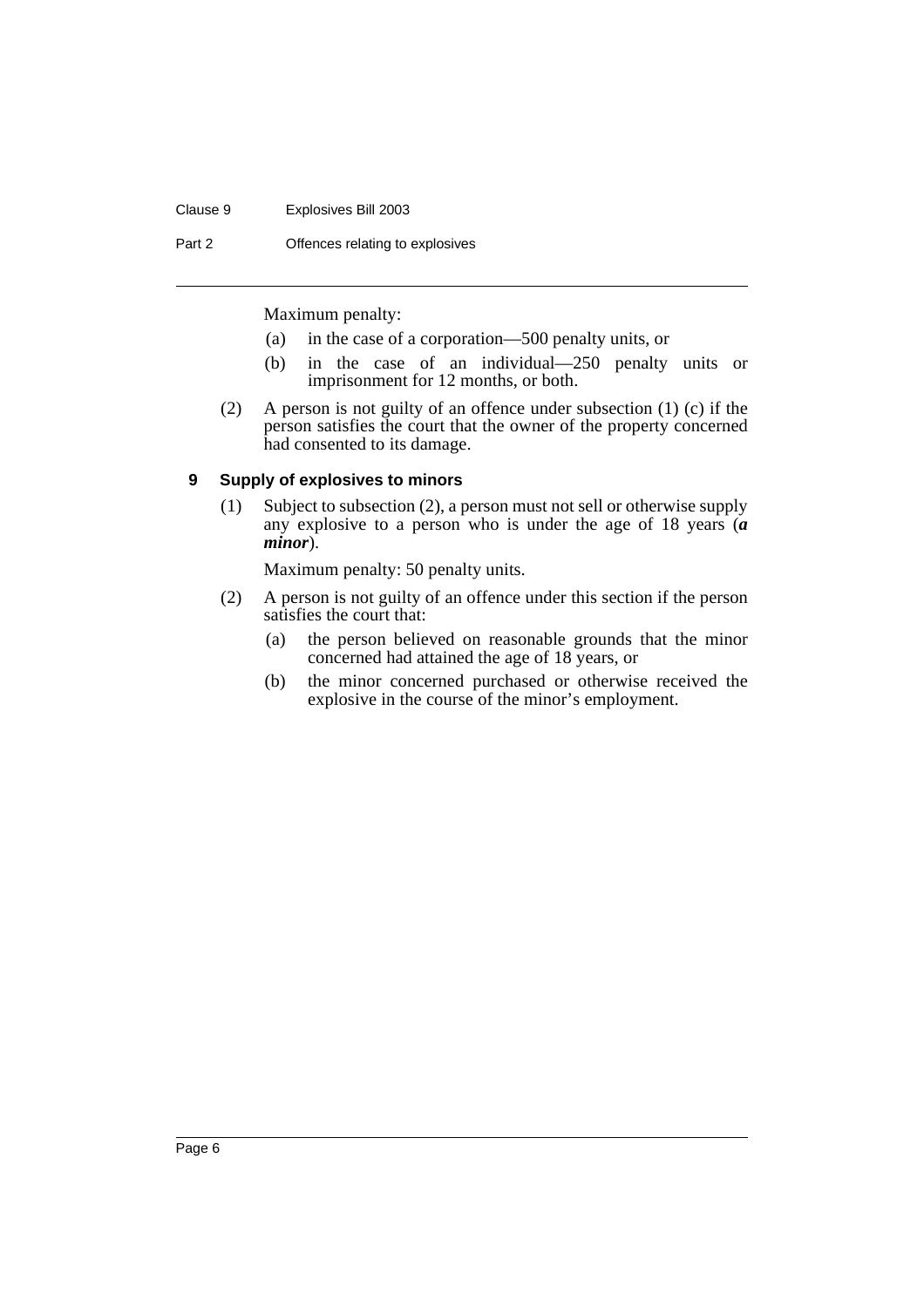Maximum penalty:

(a) in the case of a corporation—500 penalty units, or

(b) in the case of an individual—250 penalty units or imprisonment for 12 months, or both.

(2) A person is not guilty of an offence under subsection (1) (c) if the person satisfies the court that the owner of the property concerned had consented to its damage.

### 9 Supply of explosives to minors

(1) Subject to subsection (2), a person must not sell or otherwise supply any explosive to a person who is under the age of 18 years (***a minor***).

Maximum penalty: 50 penalty units.

(2) A person is not guilty of an offence under this section if the person satisfies the court that:

(a) the person believed on reasonable grounds that the minor concerned had attained the age of 18 years, or

(b) the minor concerned purchased or otherwise received the explosive in the course of the minor's employment.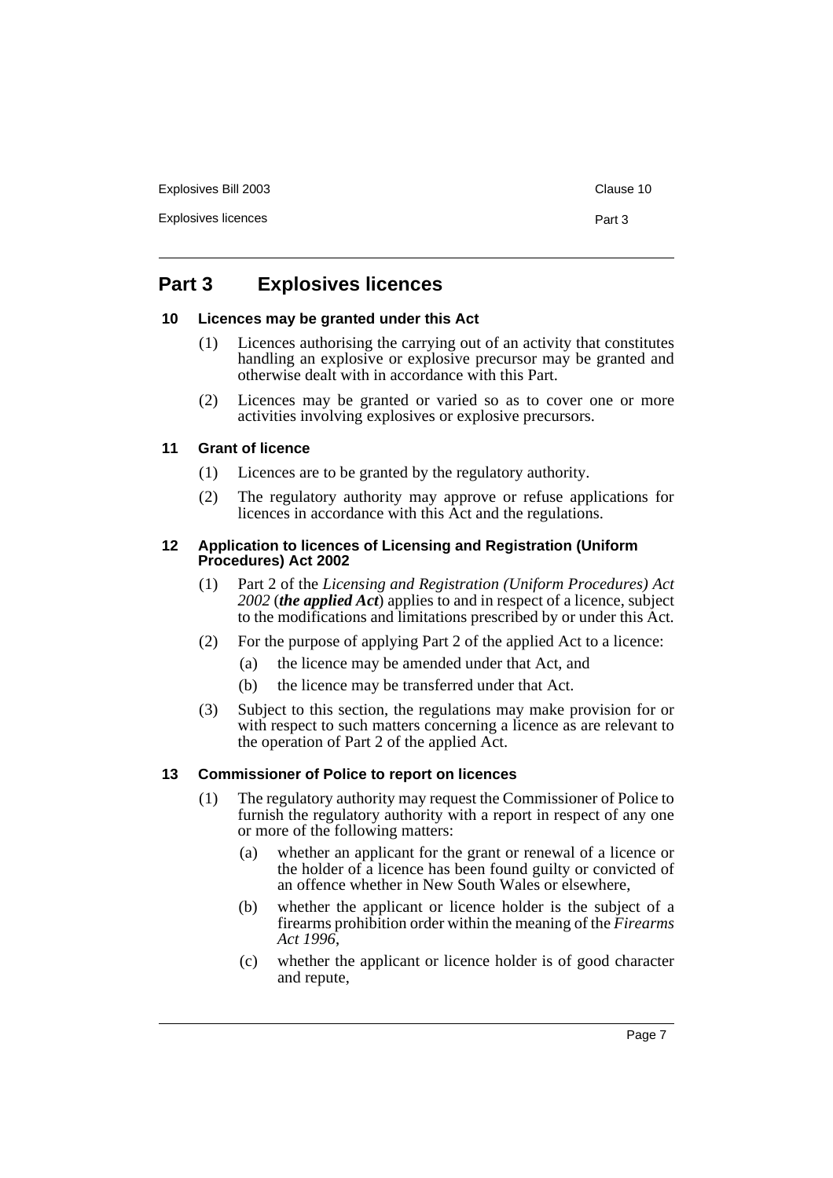## Part 3 Explosives licences

### 10 Licences may be granted under this Act

(1) Licences authorising the carrying out of an activity that constitutes handling an explosive or explosive precursor may be granted and otherwise dealt with in accordance with this Part.

(2) Licences may be granted or varied so as to cover one or more activities involving explosives or explosive precursors.

### 11 Grant of licence

(1) Licences are to be granted by the regulatory authority.

(2) The regulatory authority may approve or refuse applications for licences in accordance with this Act and the regulations.

### 12 Application to licences of Licensing and Registration (Uniform Procedures) Act 2002

(1) Part 2 of the *Licensing and Registration (Uniform Procedures) Act 2002* (***the applied Act***) applies to and in respect of a licence, subject to the modifications and limitations prescribed by or under this Act.

(2) For the purpose of applying Part 2 of the applied Act to a licence:

- (a) the licence may be amended under that Act, and
- (b) the licence may be transferred under that Act.

(3) Subject to this section, the regulations may make provision for or with respect to such matters concerning a licence as are relevant to the operation of Part 2 of the applied Act.

### 13 Commissioner of Police to report on licences

(1) The regulatory authority may request the Commissioner of Police to furnish the regulatory authority with a report in respect of any one or more of the following matters:

- (a) whether an applicant for the grant or renewal of a licence or the holder of a licence has been found guilty or convicted of an offence whether in New South Wales or elsewhere,
- (b) whether the applicant or licence holder is the subject of a firearms prohibition order within the meaning of the *Firearms Act 1996*,
- (c) whether the applicant or licence holder is of good character and repute,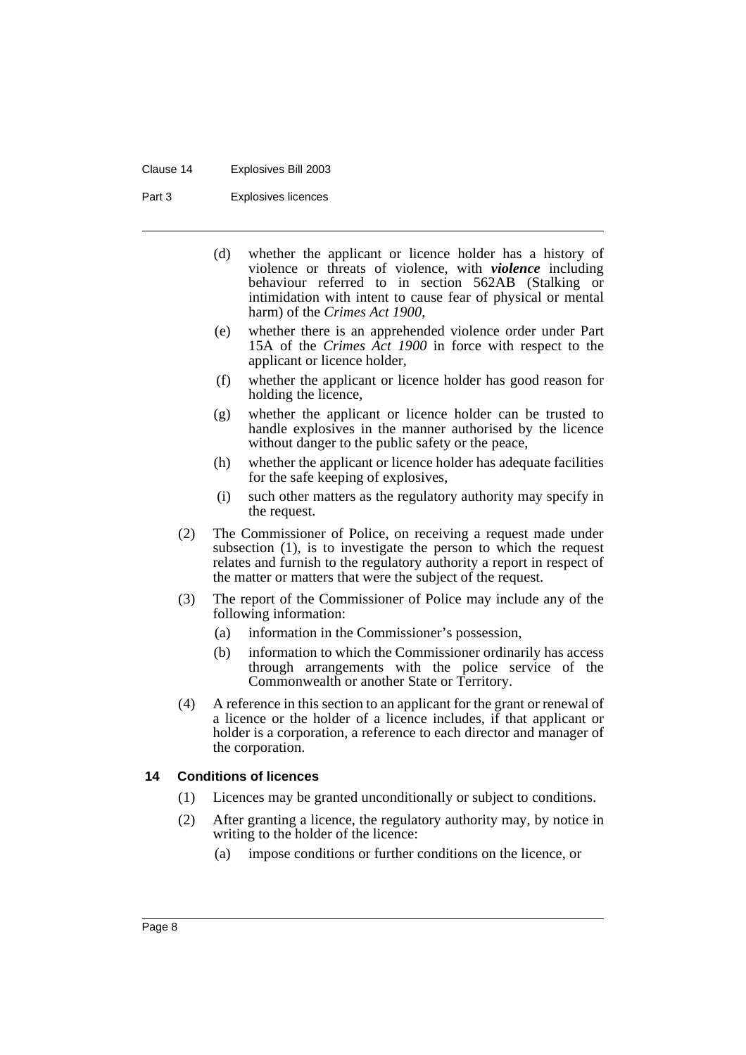(d) whether the applicant or licence holder has a history of violence or threats of violence, with ***violence*** including behaviour referred to in section 562AB (Stalking or intimidation with intent to cause fear of physical or mental harm) of the *Crimes Act 1900*,

(e) whether there is an apprehended violence order under Part 15A of the *Crimes Act 1900* in force with respect to the applicant or licence holder,

(f) whether the applicant or licence holder has good reason for holding the licence,

(g) whether the applicant or licence holder can be trusted to handle explosives in the manner authorised by the licence without danger to the public safety or the peace,

(h) whether the applicant or licence holder has adequate facilities for the safe keeping of explosives,

(i) such other matters as the regulatory authority may specify in the request.

(2) The Commissioner of Police, on receiving a request made under subsection (1), is to investigate the person to which the request relates and furnish to the regulatory authority a report in respect of the matter or matters that were the subject of the request.

(3) The report of the Commissioner of Police may include any of the following information:

(a) information in the Commissioner's possession,

(b) information to which the Commissioner ordinarily has access through arrangements with the police service of the Commonwealth or another State or Territory.

(4) A reference in this section to an applicant for the grant or renewal of a licence or the holder of a licence includes, if that applicant or holder is a corporation, a reference to each director and manager of the corporation.

### 14 Conditions of licences

(1) Licences may be granted unconditionally or subject to conditions.

(2) After granting a licence, the regulatory authority may, by notice in writing to the holder of the licence:

(a) impose conditions or further conditions on the licence, or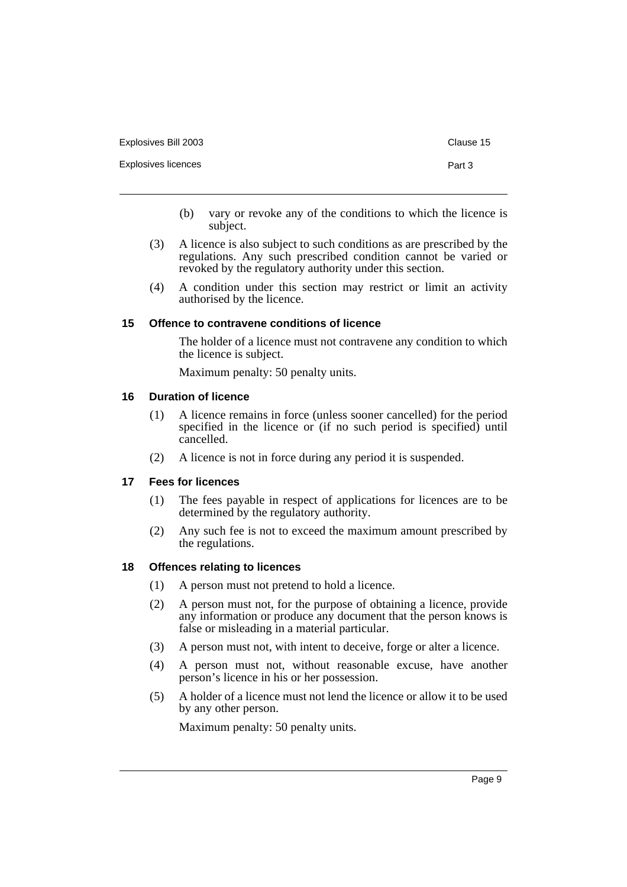(b) vary or revoke any of the conditions to which the licence is subject.

(3) A licence is also subject to such conditions as are prescribed by the regulations. Any such prescribed condition cannot be varied or revoked by the regulatory authority under this section.

(4) A condition under this section may restrict or limit an activity authorised by the licence.

### 15 Offence to contravene conditions of licence

The holder of a licence must not contravene any condition to which the licence is subject.

Maximum penalty: 50 penalty units.

### 16 Duration of licence

(1) A licence remains in force (unless sooner cancelled) for the period specified in the licence or (if no such period is specified) until cancelled.

(2) A licence is not in force during any period it is suspended.

### 17 Fees for licences

(1) The fees payable in respect of applications for licences are to be determined by the regulatory authority.

(2) Any such fee is not to exceed the maximum amount prescribed by the regulations.

### 18 Offences relating to licences

(1) A person must not pretend to hold a licence.

(2) A person must not, for the purpose of obtaining a licence, provide any information or produce any document that the person knows is false or misleading in a material particular.

(3) A person must not, with intent to deceive, forge or alter a licence.

(4) A person must not, without reasonable excuse, have another person's licence in his or her possession.

(5) A holder of a licence must not lend the licence or allow it to be used by any other person.

Maximum penalty: 50 penalty units.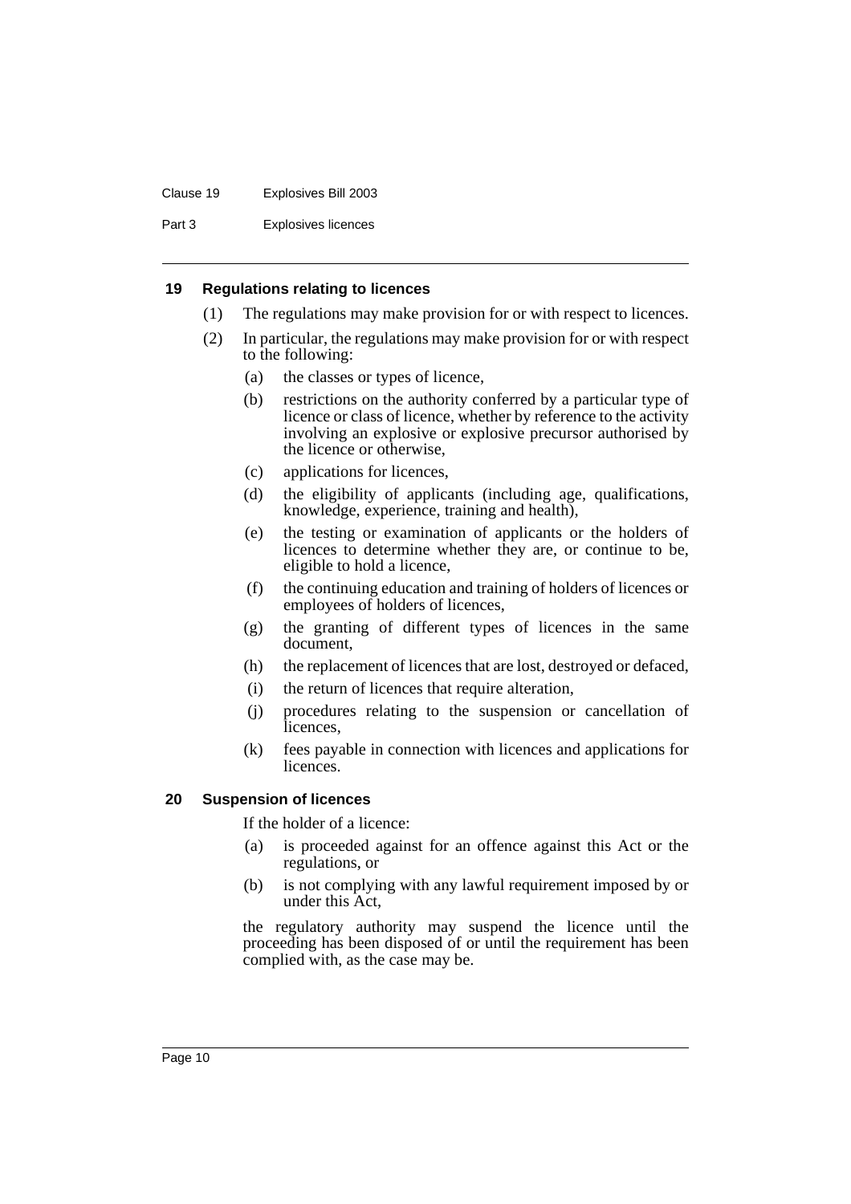#### 19 Regulations relating to licences

(1) The regulations may make provision for or with respect to licences.

(2) In particular, the regulations may make provision for or with respect to the following:

- (a) the classes or types of licence,
- (b) restrictions on the authority conferred by a particular type of licence or class of licence, whether by reference to the activity involving an explosive or explosive precursor authorised by the licence or otherwise,
- (c) applications for licences,
- (d) the eligibility of applicants (including age, qualifications, knowledge, experience, training and health),
- (e) the testing or examination of applicants or the holders of licences to determine whether they are, or continue to be, eligible to hold a licence,
- (f) the continuing education and training of holders of licences or employees of holders of licences,
- (g) the granting of different types of licences in the same document,
- (h) the replacement of licences that are lost, destroyed or defaced,
- (i) the return of licences that require alteration,
- (j) procedures relating to the suspension or cancellation of licences,
- (k) fees payable in connection with licences and applications for licences.

#### 20 Suspension of licences

If the holder of a licence:

- (a) is proceeded against for an offence against this Act or the regulations, or
- (b) is not complying with any lawful requirement imposed by or under this Act,

the regulatory authority may suspend the licence until the proceeding has been disposed of or until the requirement has been complied with, as the case may be.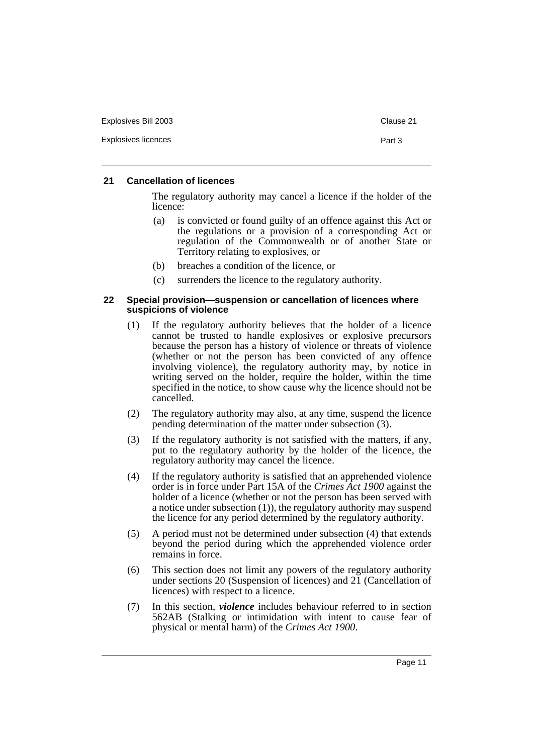## 21 Cancellation of licences

The regulatory authority may cancel a licence if the holder of the licence:

(a) is convicted or found guilty of an offence against this Act or the regulations or a provision of a corresponding Act or regulation of the Commonwealth or of another State or Territory relating to explosives, or

(b) breaches a condition of the licence, or

(c) surrenders the licence to the regulatory authority.

## 22 Special provision—suspension or cancellation of licences where suspicions of violence

(1) If the regulatory authority believes that the holder of a licence cannot be trusted to handle explosives or explosive precursors because the person has a history of violence or threats of violence (whether or not the person has been convicted of any offence involving violence), the regulatory authority may, by notice in writing served on the holder, require the holder, within the time specified in the notice, to show cause why the licence should not be cancelled.

(2) The regulatory authority may also, at any time, suspend the licence pending determination of the matter under subsection (3).

(3) If the regulatory authority is not satisfied with the matters, if any, put to the regulatory authority by the holder of the licence, the regulatory authority may cancel the licence.

(4) If the regulatory authority is satisfied that an apprehended violence order is in force under Part 15A of the *Crimes Act 1900* against the holder of a licence (whether or not the person has been served with a notice under subsection (1)), the regulatory authority may suspend the licence for any period determined by the regulatory authority.

(5) A period must not be determined under subsection (4) that extends beyond the period during which the apprehended violence order remains in force.

(6) This section does not limit any powers of the regulatory authority under sections 20 (Suspension of licences) and 21 (Cancellation of licences) with respect to a licence.

(7) In this section, ***violence*** includes behaviour referred to in section 562AB (Stalking or intimidation with intent to cause fear of physical or mental harm) of the *Crimes Act 1900*.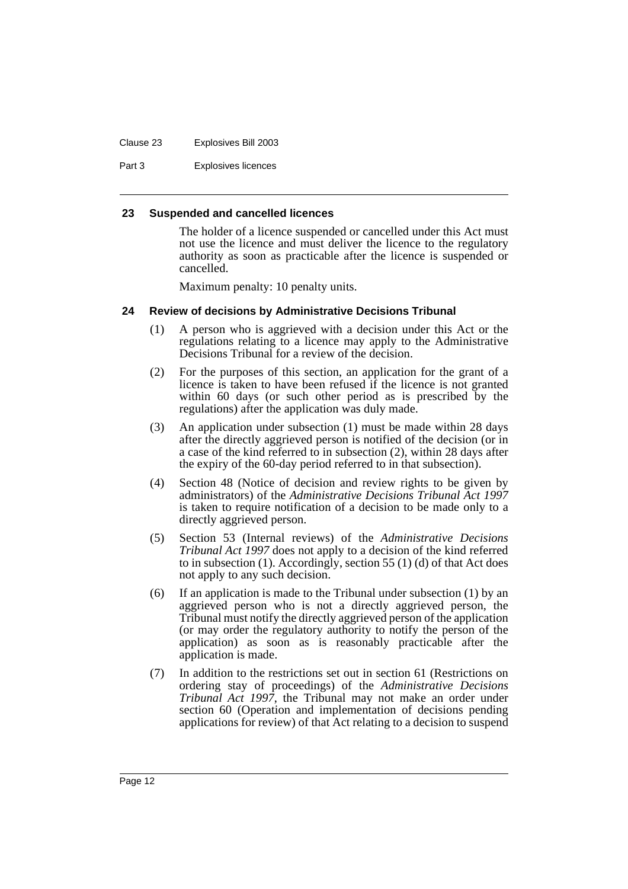### 23 Suspended and cancelled licences

The holder of a licence suspended or cancelled under this Act must not use the licence and must deliver the licence to the regulatory authority as soon as practicable after the licence is suspended or cancelled.

Maximum penalty: 10 penalty units.

### 24 Review of decisions by Administrative Decisions Tribunal

(1) A person who is aggrieved with a decision under this Act or the regulations relating to a licence may apply to the Administrative Decisions Tribunal for a review of the decision.

(2) For the purposes of this section, an application for the grant of a licence is taken to have been refused if the licence is not granted within 60 days (or such other period as is prescribed by the regulations) after the application was duly made.

(3) An application under subsection (1) must be made within 28 days after the directly aggrieved person is notified of the decision (or in a case of the kind referred to in subsection (2), within 28 days after the expiry of the 60-day period referred to in that subsection).

(4) Section 48 (Notice of decision and review rights to be given by administrators) of the *Administrative Decisions Tribunal Act 1997* is taken to require notification of a decision to be made only to a directly aggrieved person.

(5) Section 53 (Internal reviews) of the *Administrative Decisions Tribunal Act 1997* does not apply to a decision of the kind referred to in subsection (1). Accordingly, section 55 (1) (d) of that Act does not apply to any such decision.

(6) If an application is made to the Tribunal under subsection (1) by an aggrieved person who is not a directly aggrieved person, the Tribunal must notify the directly aggrieved person of the application (or may order the regulatory authority to notify the person of the application) as soon as is reasonably practicable after the application is made.

(7) In addition to the restrictions set out in section 61 (Restrictions on ordering stay of proceedings) of the *Administrative Decisions Tribunal Act 1997*, the Tribunal may not make an order under section 60 (Operation and implementation of decisions pending applications for review) of that Act relating to a decision to suspend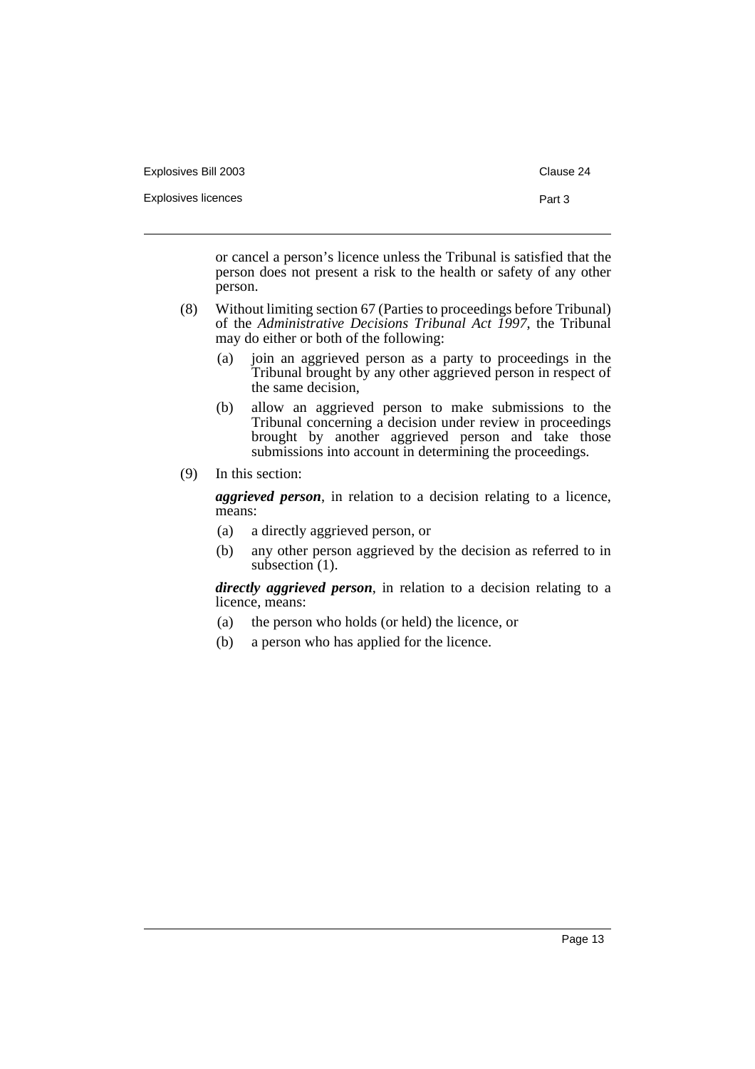or cancel a person's licence unless the Tribunal is satisfied that the person does not present a risk to the health or safety of any other person.

(8) Without limiting section 67 (Parties to proceedings before Tribunal) of the *Administrative Decisions Tribunal Act 1997*, the Tribunal may do either or both of the following:

(a) join an aggrieved person as a party to proceedings in the Tribunal brought by any other aggrieved person in respect of the same decision,

(b) allow an aggrieved person to make submissions to the Tribunal concerning a decision under review in proceedings brought by another aggrieved person and take those submissions into account in determining the proceedings.

(9) In this section:

***aggrieved person***, in relation to a decision relating to a licence, means:

(a) a directly aggrieved person, or

(b) any other person aggrieved by the decision as referred to in subsection (1).

***directly aggrieved person***, in relation to a decision relating to a licence, means:

(a) the person who holds (or held) the licence, or

(b) a person who has applied for the licence.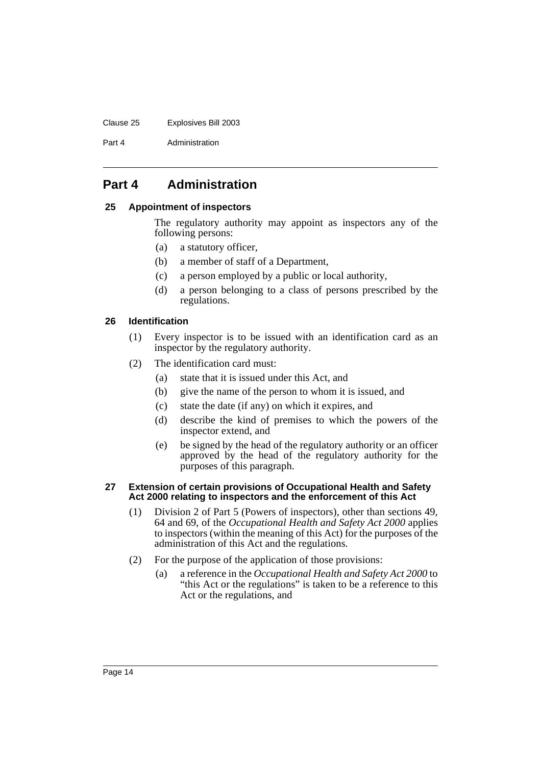## Part 4 Administration

### 25 Appointment of inspectors

The regulatory authority may appoint as inspectors any of the following persons:

- (a) a statutory officer,
- (b) a member of staff of a Department,
- (c) a person employed by a public or local authority,
- (d) a person belonging to a class of persons prescribed by the regulations.

### 26 Identification

(1) Every inspector is to be issued with an identification card as an inspector by the regulatory authority.

(2) The identification card must:

- (a) state that it is issued under this Act, and
- (b) give the name of the person to whom it is issued, and
- (c) state the date (if any) on which it expires, and
- (d) describe the kind of premises to which the powers of the inspector extend, and
- (e) be signed by the head of the regulatory authority or an officer approved by the head of the regulatory authority for the purposes of this paragraph.

### 27 Extension of certain provisions of Occupational Health and Safety Act 2000 relating to inspectors and the enforcement of this Act

(1) Division 2 of Part 5 (Powers of inspectors), other than sections 49, 64 and 69, of the *Occupational Health and Safety Act 2000* applies to inspectors (within the meaning of this Act) for the purposes of the administration of this Act and the regulations.

(2) For the purpose of the application of those provisions:

- (a) a reference in the *Occupational Health and Safety Act 2000* to "this Act or the regulations" is taken to be a reference to this Act or the regulations, and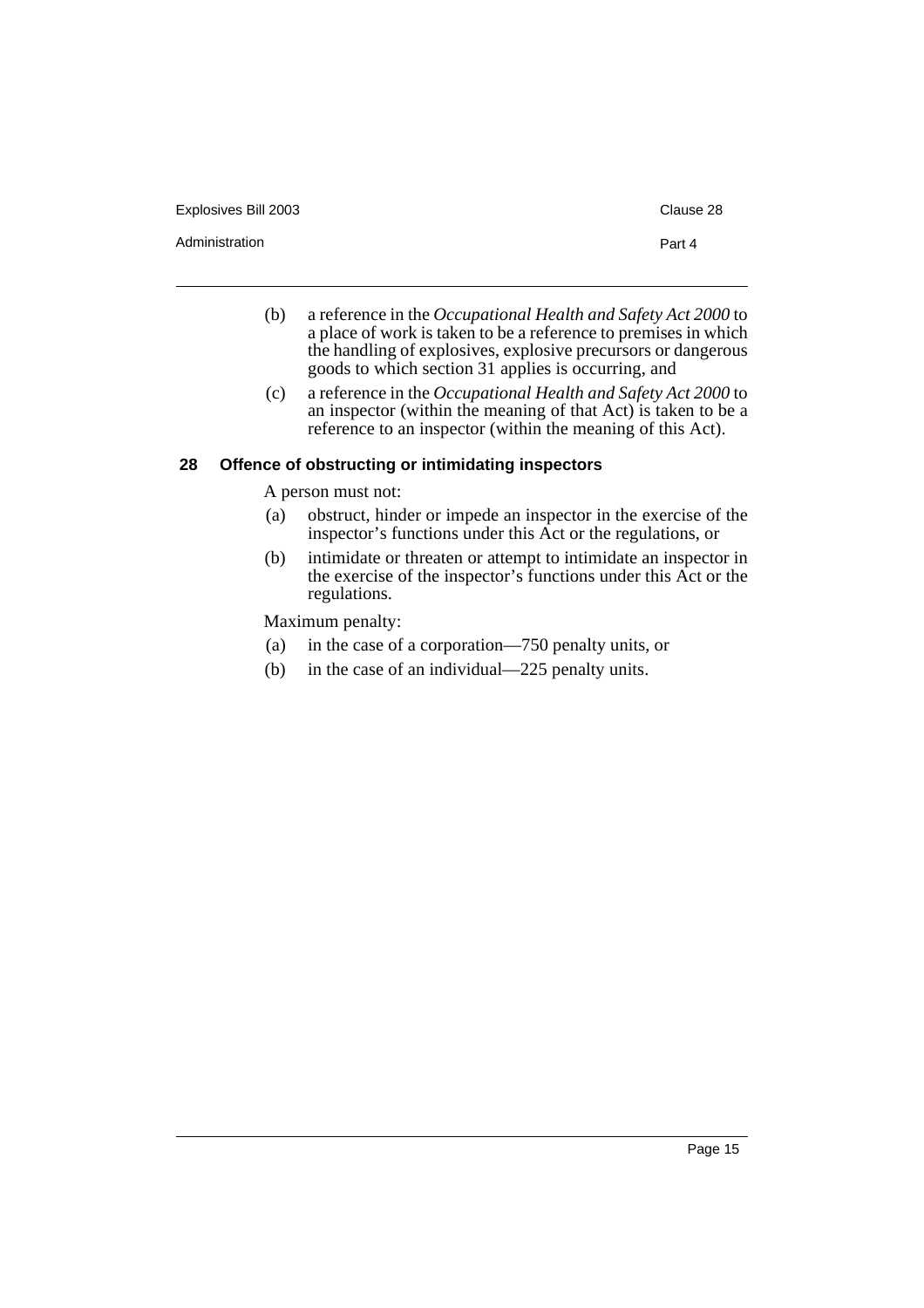(b) a reference in the *Occupational Health and Safety Act 2000* to a place of work is taken to be a reference to premises in which the handling of explosives, explosive precursors or dangerous goods to which section 31 applies is occurring, and

(c) a reference in the *Occupational Health and Safety Act 2000* to an inspector (within the meaning of that Act) is taken to be a reference to an inspector (within the meaning of this Act).

### 28 Offence of obstructing or intimidating inspectors

A person must not:

(a) obstruct, hinder or impede an inspector in the exercise of the inspector's functions under this Act or the regulations, or

(b) intimidate or threaten or attempt to intimidate an inspector in the exercise of the inspector's functions under this Act or the regulations.

Maximum penalty:

(a) in the case of a corporation—750 penalty units, or

(b) in the case of an individual—225 penalty units.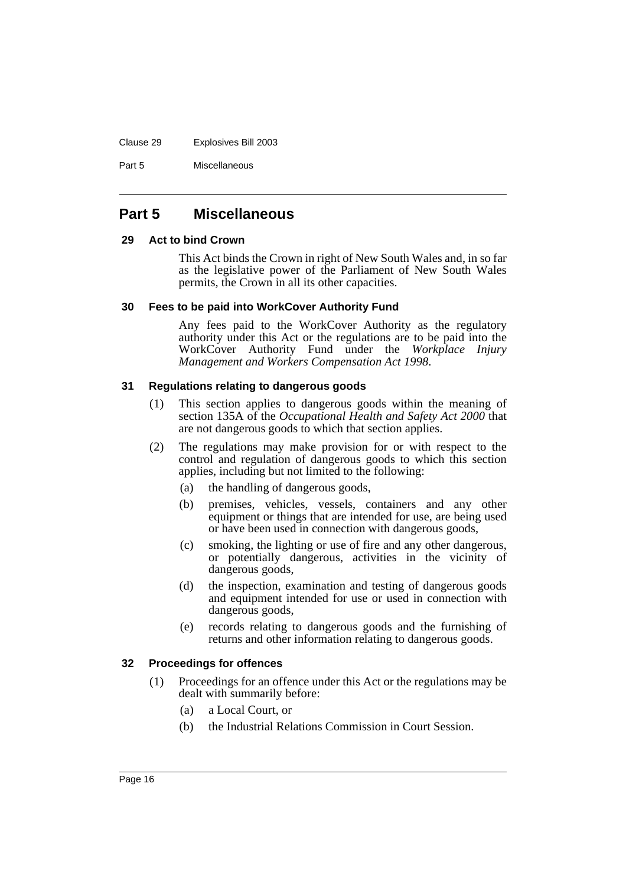# Part 5 Miscellaneous

### 29 Act to bind Crown

This Act binds the Crown in right of New South Wales and, in so far as the legislative power of the Parliament of New South Wales permits, the Crown in all its other capacities.

### 30 Fees to be paid into WorkCover Authority Fund

Any fees paid to the WorkCover Authority as the regulatory authority under this Act or the regulations are to be paid into the WorkCover Authority Fund under the *Workplace Injury Management and Workers Compensation Act 1998*.

### 31 Regulations relating to dangerous goods

(1) This section applies to dangerous goods within the meaning of section 135A of the *Occupational Health and Safety Act 2000* that are not dangerous goods to which that section applies.

(2) The regulations may make provision for or with respect to the control and regulation of dangerous goods to which this section applies, including but not limited to the following:

- (a) the handling of dangerous goods,
- (b) premises, vehicles, vessels, containers and any other equipment or things that are intended for use, are being used or have been used in connection with dangerous goods,
- (c) smoking, the lighting or use of fire and any other dangerous, or potentially dangerous, activities in the vicinity of dangerous goods,
- (d) the inspection, examination and testing of dangerous goods and equipment intended for use or used in connection with dangerous goods,
- (e) records relating to dangerous goods and the furnishing of returns and other information relating to dangerous goods.

### 32 Proceedings for offences

(1) Proceedings for an offence under this Act or the regulations may be dealt with summarily before:

- (a) a Local Court, or
- (b) the Industrial Relations Commission in Court Session.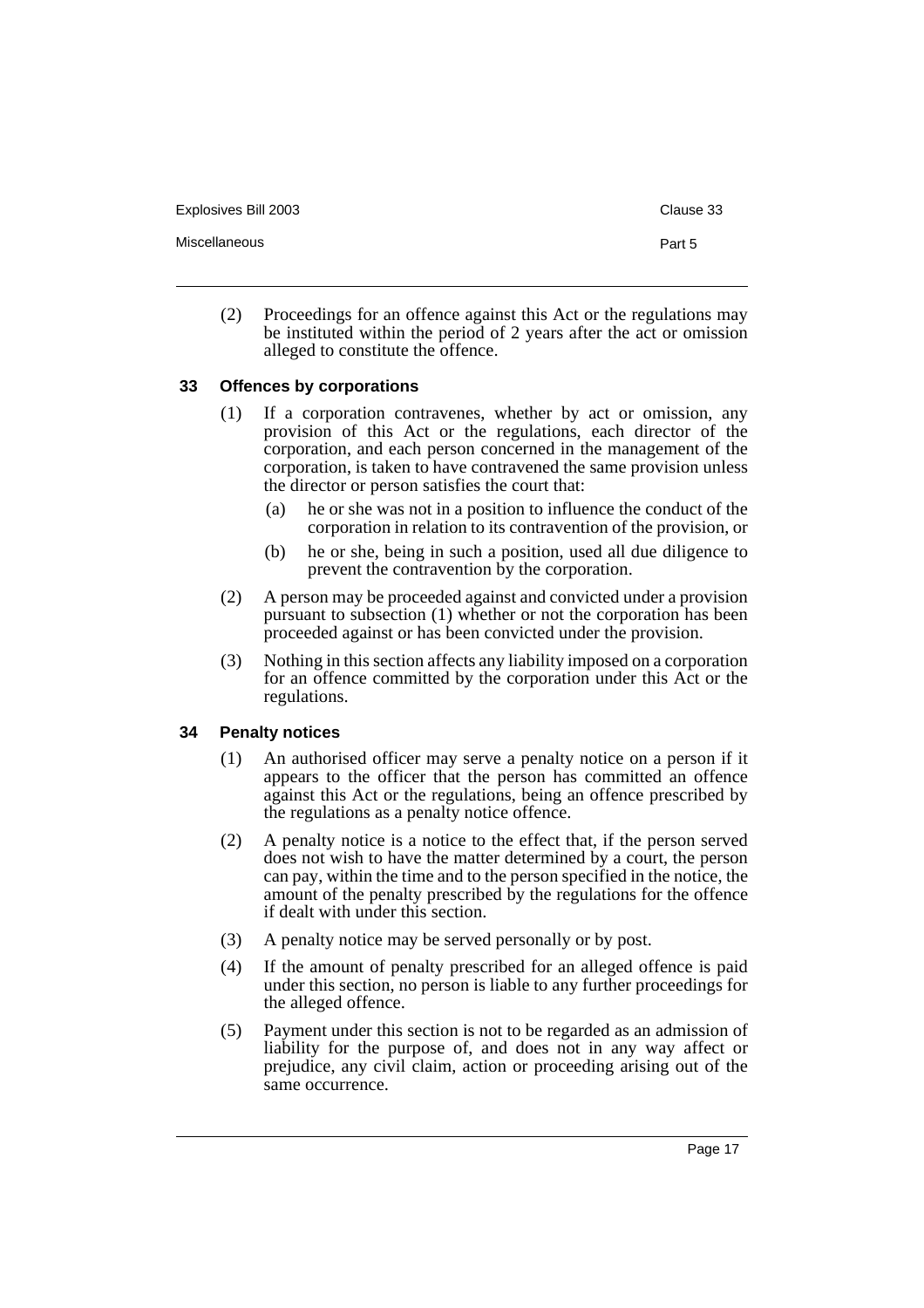(2) Proceedings for an offence against this Act or the regulations may be instituted within the period of 2 years after the act or omission alleged to constitute the offence.

### 33 Offences by corporations

(1) If a corporation contravenes, whether by act or omission, any provision of this Act or the regulations, each director of the corporation, and each person concerned in the management of the corporation, is taken to have contravened the same provision unless the director or person satisfies the court that:

- (a) he or she was not in a position to influence the conduct of the corporation in relation to its contravention of the provision, or
- (b) he or she, being in such a position, used all due diligence to prevent the contravention by the corporation.

(2) A person may be proceeded against and convicted under a provision pursuant to subsection (1) whether or not the corporation has been proceeded against or has been convicted under the provision.

(3) Nothing in this section affects any liability imposed on a corporation for an offence committed by the corporation under this Act or the regulations.

### 34 Penalty notices

(1) An authorised officer may serve a penalty notice on a person if it appears to the officer that the person has committed an offence against this Act or the regulations, being an offence prescribed by the regulations as a penalty notice offence.

(2) A penalty notice is a notice to the effect that, if the person served does not wish to have the matter determined by a court, the person can pay, within the time and to the person specified in the notice, the amount of the penalty prescribed by the regulations for the offence if dealt with under this section.

(3) A penalty notice may be served personally or by post.

(4) If the amount of penalty prescribed for an alleged offence is paid under this section, no person is liable to any further proceedings for the alleged offence.

(5) Payment under this section is not to be regarded as an admission of liability for the purpose of, and does not in any way affect or prejudice, any civil claim, action or proceeding arising out of the same occurrence.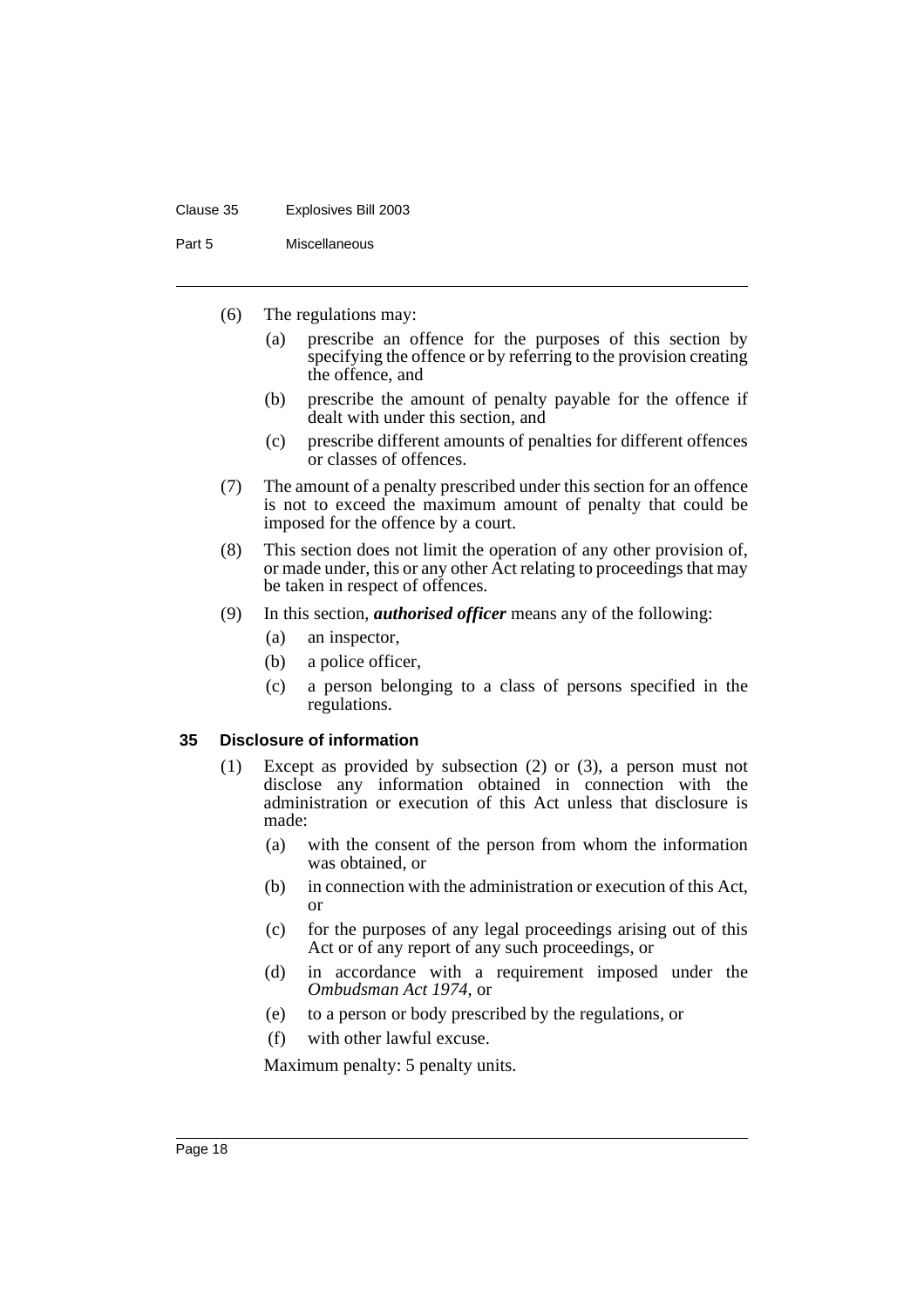(6) The regulations may:

(a) prescribe an offence for the purposes of this section by specifying the offence or by referring to the provision creating the offence, and

(b) prescribe the amount of penalty payable for the offence if dealt with under this section, and

(c) prescribe different amounts of penalties for different offences or classes of offences.

(7) The amount of a penalty prescribed under this section for an offence is not to exceed the maximum amount of penalty that could be imposed for the offence by a court.

(8) This section does not limit the operation of any other provision of, or made under, this or any other Act relating to proceedings that may be taken in respect of offences.

(9) In this section, ***authorised officer*** means any of the following:

(a) an inspector,

(b) a police officer,

(c) a person belonging to a class of persons specified in the regulations.

### 35 Disclosure of information

(1) Except as provided by subsection (2) or (3), a person must not disclose any information obtained in connection with the administration or execution of this Act unless that disclosure is made:

(a) with the consent of the person from whom the information was obtained, or

(b) in connection with the administration or execution of this Act, or

(c) for the purposes of any legal proceedings arising out of this Act or of any report of any such proceedings, or

(d) in accordance with a requirement imposed under the *Ombudsman Act 1974*, or

(e) to a person or body prescribed by the regulations, or

(f) with other lawful excuse.

Maximum penalty: 5 penalty units.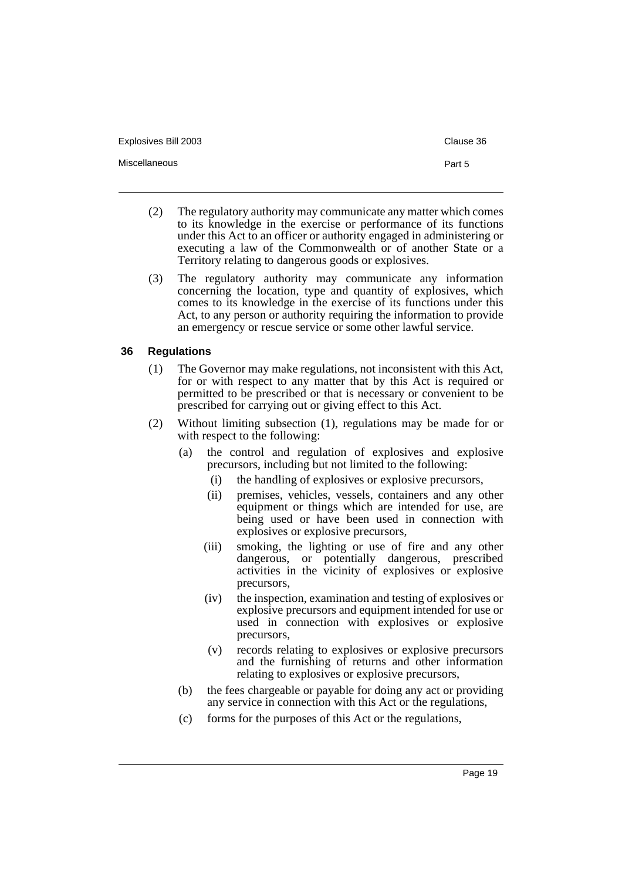(2) The regulatory authority may communicate any matter which comes to its knowledge in the exercise or performance of its functions under this Act to an officer or authority engaged in administering or executing a law of the Commonwealth or of another State or a Territory relating to dangerous goods or explosives.

(3) The regulatory authority may communicate any information concerning the location, type and quantity of explosives, which comes to its knowledge in the exercise of its functions under this Act, to any person or authority requiring the information to provide an emergency or rescue service or some other lawful service.

### 36 Regulations

(1) The Governor may make regulations, not inconsistent with this Act, for or with respect to any matter that by this Act is required or permitted to be prescribed or that is necessary or convenient to be prescribed for carrying out or giving effect to this Act.

(2) Without limiting subsection (1), regulations may be made for or with respect to the following:

- (a) the control and regulation of explosives and explosive precursors, including but not limited to the following:
  - (i) the handling of explosives or explosive precursors,
  - (ii) premises, vehicles, vessels, containers and any other equipment or things which are intended for use, are being used or have been used in connection with explosives or explosive precursors,
  - (iii) smoking, the lighting or use of fire and any other dangerous, or potentially dangerous, prescribed activities in the vicinity of explosives or explosive precursors,
  - (iv) the inspection, examination and testing of explosives or explosive precursors and equipment intended for use or used in connection with explosives or explosive precursors,
  - (v) records relating to explosives or explosive precursors and the furnishing of returns and other information relating to explosives or explosive precursors,
- (b) the fees chargeable or payable for doing any act or providing any service in connection with this Act or the regulations,
- (c) forms for the purposes of this Act or the regulations,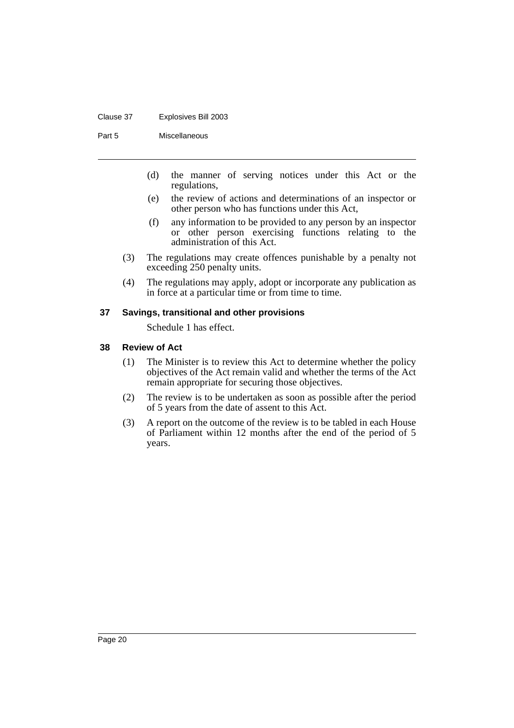(d) the manner of serving notices under this Act or the regulations,

(e) the review of actions and determinations of an inspector or other person who has functions under this Act,

(f) any information to be provided to any person by an inspector or other person exercising functions relating to the administration of this Act.

(3) The regulations may create offences punishable by a penalty not exceeding 250 penalty units.

(4) The regulations may apply, adopt or incorporate any publication as in force at a particular time or from time to time.

**37 Savings, transitional and other provisions**

Schedule 1 has effect.

**38 Review of Act**

(1) The Minister is to review this Act to determine whether the policy objectives of the Act remain valid and whether the terms of the Act remain appropriate for securing those objectives.

(2) The review is to be undertaken as soon as possible after the period of 5 years from the date of assent to this Act.

(3) A report on the outcome of the review is to be tabled in each House of Parliament within 12 months after the end of the period of 5 years.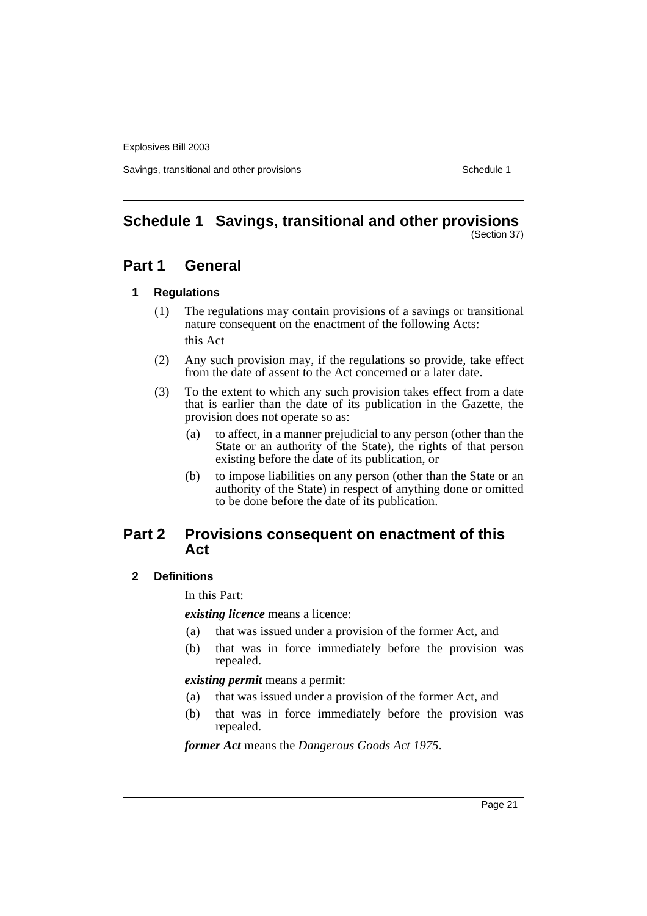# Schedule 1 Savings, transitional and other provisions

(Section 37)

## Part 1 General

### 1 Regulations

(1) The regulations may contain provisions of a savings or transitional nature consequent on the enactment of the following Acts:

this Act

(2) Any such provision may, if the regulations so provide, take effect from the date of assent to the Act concerned or a later date.

(3) To the extent to which any such provision takes effect from a date that is earlier than the date of its publication in the Gazette, the provision does not operate so as:

- (a) to affect, in a manner prejudicial to any person (other than the State or an authority of the State), the rights of that person existing before the date of its publication, or
- (b) to impose liabilities on any person (other than the State or an authority of the State) in respect of anything done or omitted to be done before the date of its publication.

## Part 2 Provisions consequent on enactment of this Act

### 2 Definitions

In this Part:

***existing licence*** means a licence:

- (a) that was issued under a provision of the former Act, and
- (b) that was in force immediately before the provision was repealed.

***existing permit*** means a permit:

- (a) that was issued under a provision of the former Act, and
- (b) that was in force immediately before the provision was repealed.

***former Act*** means the *Dangerous Goods Act 1975*.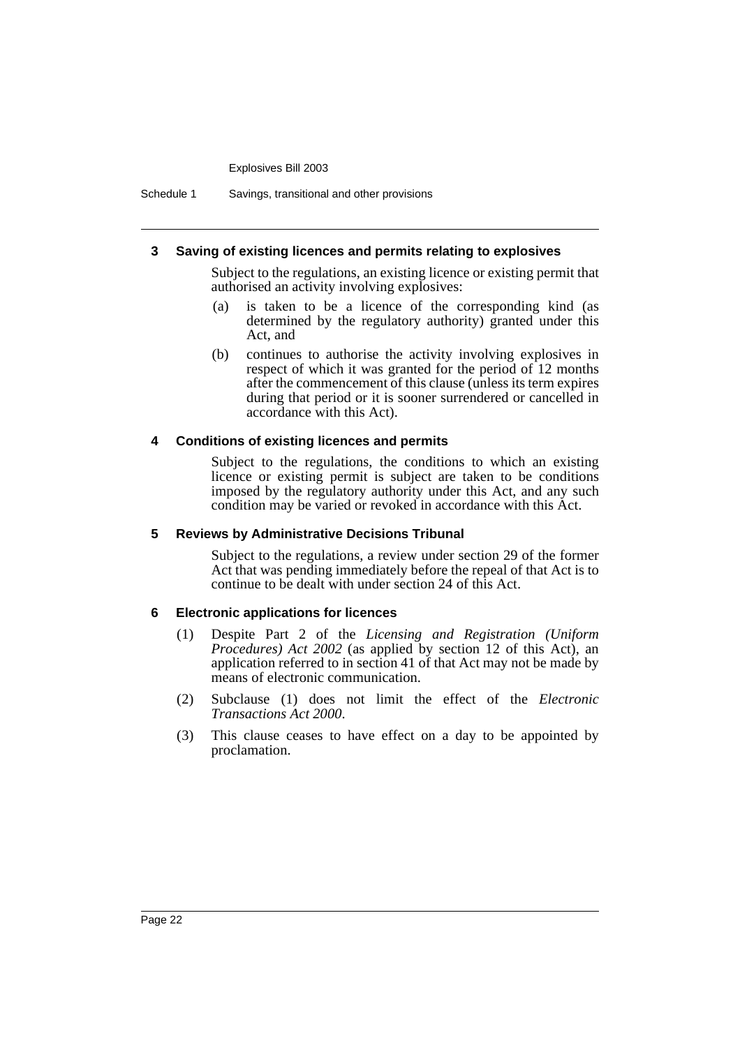### 3 Saving of existing licences and permits relating to explosives

Subject to the regulations, an existing licence or existing permit that authorised an activity involving explosives:

- (a) is taken to be a licence of the corresponding kind (as determined by the regulatory authority) granted under this Act, and
- (b) continues to authorise the activity involving explosives in respect of which it was granted for the period of 12 months after the commencement of this clause (unless its term expires during that period or it is sooner surrendered or cancelled in accordance with this Act).

### 4 Conditions of existing licences and permits

Subject to the regulations, the conditions to which an existing licence or existing permit is subject are taken to be conditions imposed by the regulatory authority under this Act, and any such condition may be varied or revoked in accordance with this Act.

### 5 Reviews by Administrative Decisions Tribunal

Subject to the regulations, a review under section 29 of the former Act that was pending immediately before the repeal of that Act is to continue to be dealt with under section 24 of this Act.

### 6 Electronic applications for licences

(1) Despite Part 2 of the *Licensing and Registration (Uniform Procedures) Act 2002* (as applied by section 12 of this Act), an application referred to in section 41 of that Act may not be made by means of electronic communication.

(2) Subclause (1) does not limit the effect of the *Electronic Transactions Act 2000*.

(3) This clause ceases to have effect on a day to be appointed by proclamation.